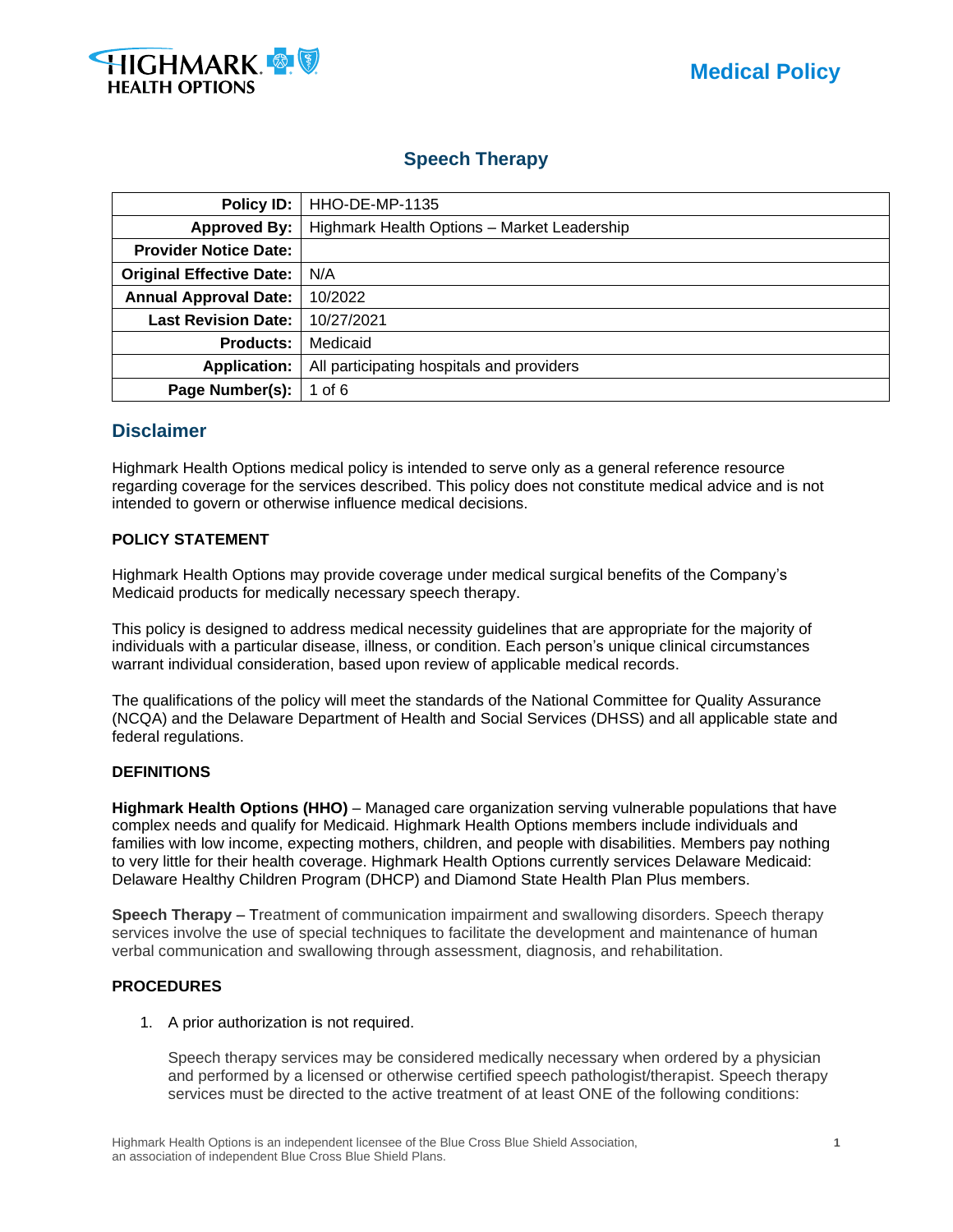Medical Policy

# Speech Therapy

| | |
|---|---|
| **Policy ID:** | HHO-DE-MP-1135 |
| **Approved By:** | Highmark Health Options – Market Leadership |
| **Provider Notice Date:** | |
| **Original Effective Date:** | N/A |
| **Annual Approval Date:** | 10/2022 |
| **Last Revision Date:** | 10/27/2021 |
| **Products:** | Medicaid |
| **Application:** | All participating hospitals and providers |
| **Page Number(s):** | 1 of 6 |

## Disclaimer

Highmark Health Options medical policy is intended to serve only as a general reference resource regarding coverage for the services described. This policy does not constitute medical advice and is not intended to govern or otherwise influence medical decisions.

### POLICY STATEMENT

Highmark Health Options may provide coverage under medical surgical benefits of the Company's Medicaid products for medically necessary speech therapy.

This policy is designed to address medical necessity guidelines that are appropriate for the majority of individuals with a particular disease, illness, or condition. Each person's unique clinical circumstances warrant individual consideration, based upon review of applicable medical records.

The qualifications of the policy will meet the standards of the National Committee for Quality Assurance (NCQA) and the Delaware Department of Health and Social Services (DHSS) and all applicable state and federal regulations.

### DEFINITIONS

**Highmark Health Options (HHO)** – Managed care organization serving vulnerable populations that have complex needs and qualify for Medicaid. Highmark Health Options members include individuals and families with low income, expecting mothers, children, and people with disabilities. Members pay nothing to very little for their health coverage. Highmark Health Options currently services Delaware Medicaid: Delaware Healthy Children Program (DHCP) and Diamond State Health Plan Plus members.

**Speech Therapy** – Treatment of communication impairment and swallowing disorders. Speech therapy services involve the use of special techniques to facilitate the development and maintenance of human verbal communication and swallowing through assessment, diagnosis, and rehabilitation.

### PROCEDURES

1. A prior authorization is not required.

   Speech therapy services may be considered medically necessary when ordered by a physician and performed by a licensed or otherwise certified speech pathologist/therapist. Speech therapy services must be directed to the active treatment of at least ONE of the following conditions: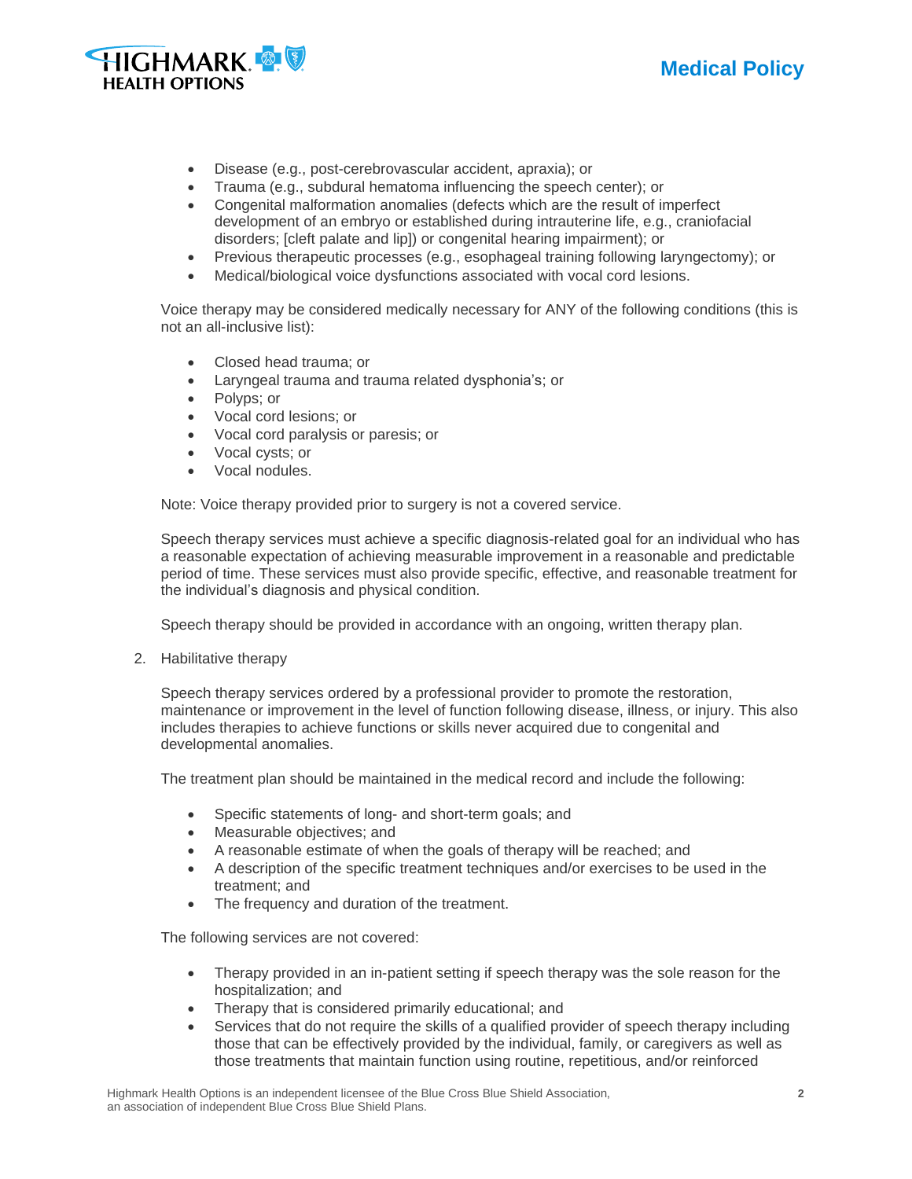- Disease (e.g., post-cerebrovascular accident, apraxia); or
- Trauma (e.g., subdural hematoma influencing the speech center); or
- Congenital malformation anomalies (defects which are the result of imperfect development of an embryo or established during intrauterine life, e.g., craniofacial disorders; [cleft palate and lip]) or congenital hearing impairment); or
- Previous therapeutic processes (e.g., esophageal training following laryngectomy); or
- Medical/biological voice dysfunctions associated with vocal cord lesions.

Voice therapy may be considered medically necessary for ANY of the following conditions (this is not an all-inclusive list):

- Closed head trauma; or
- Laryngeal trauma and trauma related dysphonia's; or
- Polyps; or
- Vocal cord lesions; or
- Vocal cord paralysis or paresis; or
- Vocal cysts; or
- Vocal nodules.

Note: Voice therapy provided prior to surgery is not a covered service.

Speech therapy services must achieve a specific diagnosis-related goal for an individual who has a reasonable expectation of achieving measurable improvement in a reasonable and predictable period of time. These services must also provide specific, effective, and reasonable treatment for the individual's diagnosis and physical condition.

Speech therapy should be provided in accordance with an ongoing, written therapy plan.

2. Habilitative therapy

   Speech therapy services ordered by a professional provider to promote the restoration, maintenance or improvement in the level of function following disease, illness, or injury. This also includes therapies to achieve functions or skills never acquired due to congenital and developmental anomalies.

   The treatment plan should be maintained in the medical record and include the following:

   - Specific statements of long- and short-term goals; and
   - Measurable objectives; and
   - A reasonable estimate of when the goals of therapy will be reached; and
   - A description of the specific treatment techniques and/or exercises to be used in the treatment; and
   - The frequency and duration of the treatment.

   The following services are not covered:

   - Therapy provided in an in-patient setting if speech therapy was the sole reason for the hospitalization; and
   - Therapy that is considered primarily educational; and
   - Services that do not require the skills of a qualified provider of speech therapy including those that can be effectively provided by the individual, family, or caregivers as well as those treatments that maintain function using routine, repetitious, and/or reinforced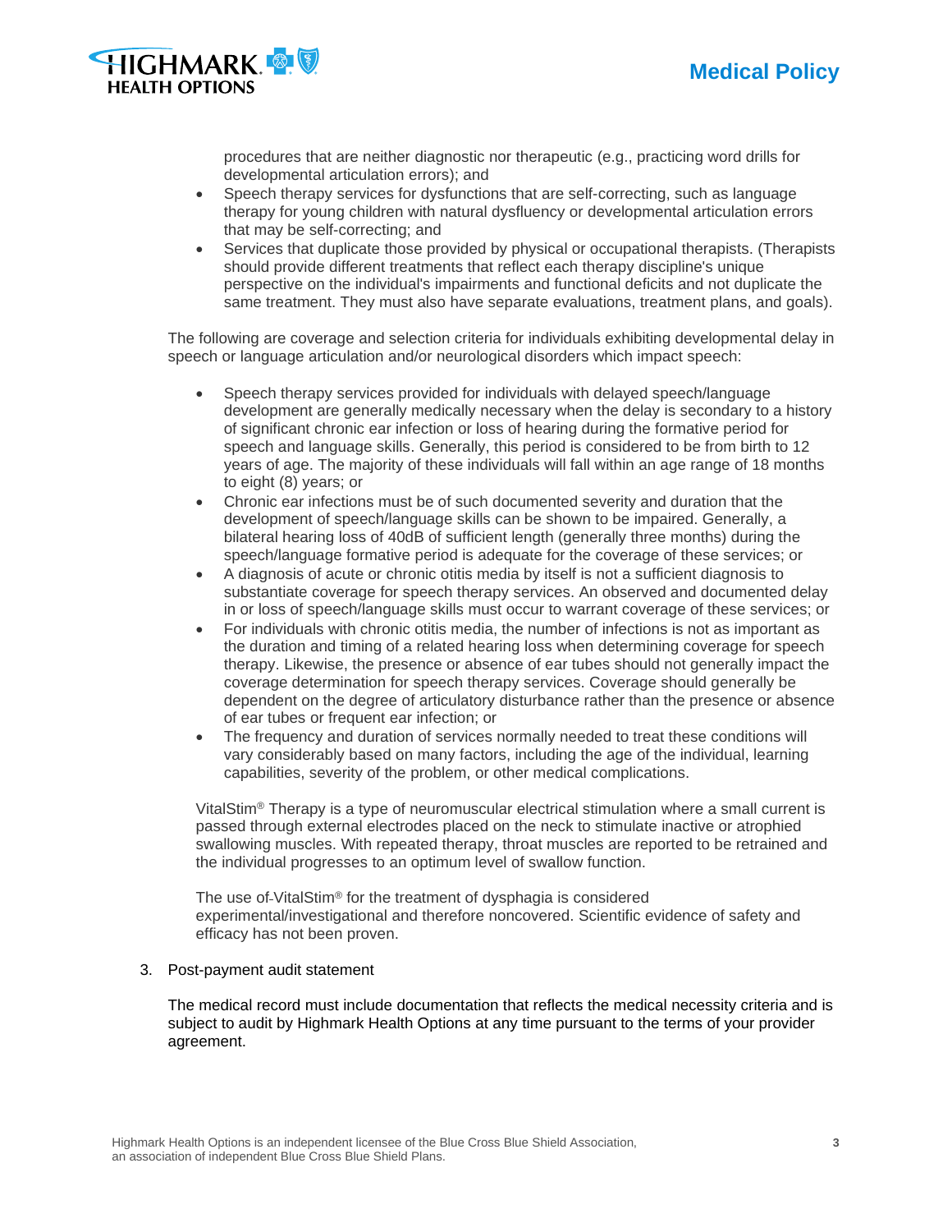procedures that are neither diagnostic nor therapeutic (e.g., practicing word drills for developmental articulation errors); and

- Speech therapy services for dysfunctions that are self-correcting, such as language therapy for young children with natural dysfluency or developmental articulation errors that may be self-correcting; and
- Services that duplicate those provided by physical or occupational therapists. (Therapists should provide different treatments that reflect each therapy discipline's unique perspective on the individual's impairments and functional deficits and not duplicate the same treatment. They must also have separate evaluations, treatment plans, and goals).

The following are coverage and selection criteria for individuals exhibiting developmental delay in speech or language articulation and/or neurological disorders which impact speech:

- Speech therapy services provided for individuals with delayed speech/language development are generally medically necessary when the delay is secondary to a history of significant chronic ear infection or loss of hearing during the formative period for speech and language skills. Generally, this period is considered to be from birth to 12 years of age. The majority of these individuals will fall within an age range of 18 months to eight (8) years; or
- Chronic ear infections must be of such documented severity and duration that the development of speech/language skills can be shown to be impaired. Generally, a bilateral hearing loss of 40dB of sufficient length (generally three months) during the speech/language formative period is adequate for the coverage of these services; or
- A diagnosis of acute or chronic otitis media by itself is not a sufficient diagnosis to substantiate coverage for speech therapy services. An observed and documented delay in or loss of speech/language skills must occur to warrant coverage of these services; or
- For individuals with chronic otitis media, the number of infections is not as important as the duration and timing of a related hearing loss when determining coverage for speech therapy. Likewise, the presence or absence of ear tubes should not generally impact the coverage determination for speech therapy services. Coverage should generally be dependent on the degree of articulatory disturbance rather than the presence or absence of ear tubes or frequent ear infection; or
- The frequency and duration of services normally needed to treat these conditions will vary considerably based on many factors, including the age of the individual, learning capabilities, severity of the problem, or other medical complications.

VitalStim® Therapy is a type of neuromuscular electrical stimulation where a small current is passed through external electrodes placed on the neck to stimulate inactive or atrophied swallowing muscles. With repeated therapy, throat muscles are reported to be retrained and the individual progresses to an optimum level of swallow function.

The use of VitalStim® for the treatment of dysphagia is considered experimental/investigational and therefore noncovered. Scientific evidence of safety and efficacy has not been proven.

3. Post-payment audit statement

The medical record must include documentation that reflects the medical necessity criteria and is subject to audit by Highmark Health Options at any time pursuant to the terms of your provider agreement.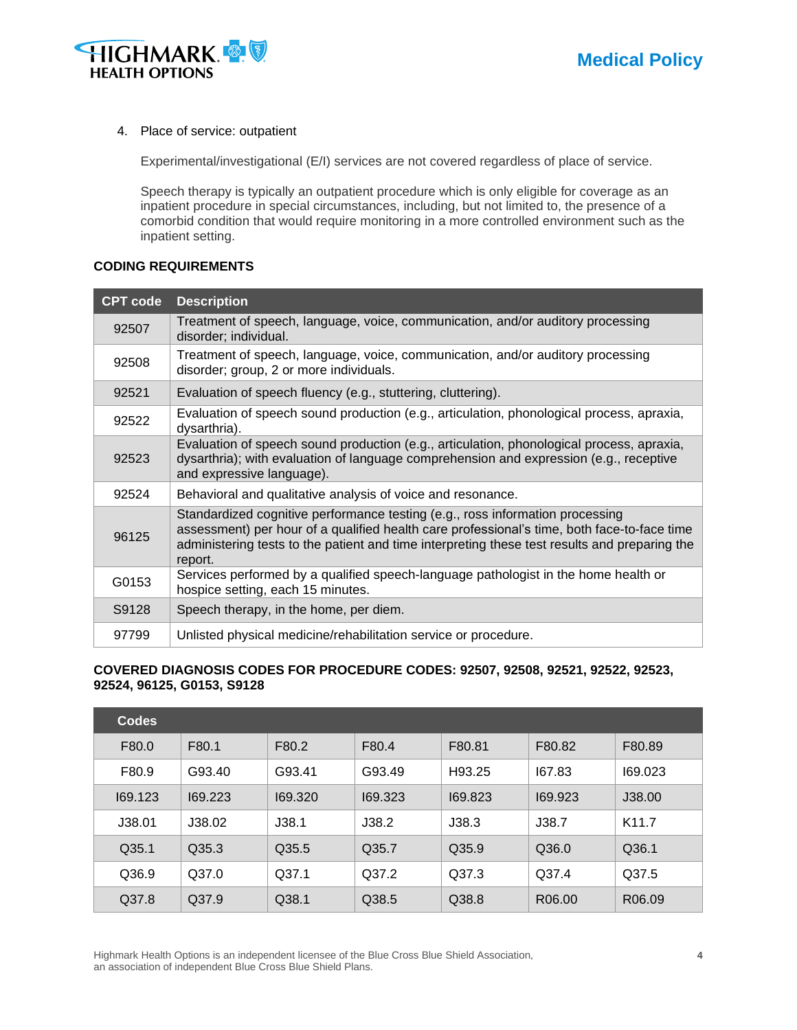4. Place of service: outpatient

   Experimental/investigational (E/I) services are not covered regardless of place of service.

   Speech therapy is typically an outpatient procedure which is only eligible for coverage as an inpatient procedure in special circumstances, including, but not limited to, the presence of a comorbid condition that would require monitoring in a more controlled environment such as the inpatient setting.

## CODING REQUIREMENTS

| CPT code | Description |
|---|---|
| 92507 | Treatment of speech, language, voice, communication, and/or auditory processing disorder; individual. |
| 92508 | Treatment of speech, language, voice, communication, and/or auditory processing disorder; group, 2 or more individuals. |
| 92521 | Evaluation of speech fluency (e.g., stuttering, cluttering). |
| 92522 | Evaluation of speech sound production (e.g., articulation, phonological process, apraxia, dysarthria). |
| 92523 | Evaluation of speech sound production (e.g., articulation, phonological process, apraxia, dysarthria); with evaluation of language comprehension and expression (e.g., receptive and expressive language). |
| 92524 | Behavioral and qualitative analysis of voice and resonance. |
| 96125 | Standardized cognitive performance testing (e.g., ross information processing assessment) per hour of a qualified health care professional's time, both face-to-face time administering tests to the patient and time interpreting these test results and preparing the report. |
| G0153 | Services performed by a qualified speech-language pathologist in the home health or hospice setting, each 15 minutes. |
| S9128 | Speech therapy, in the home, per diem. |
| 97799 | Unlisted physical medicine/rehabilitation service or procedure. |

**COVERED DIAGNOSIS CODES FOR PROCEDURE CODES: 92507, 92508, 92521, 92522, 92523, 92524, 96125, G0153, S9128**

| Codes | | | | | | |
|---|---|---|---|---|---|---|
| F80.0 | F80.1 | F80.2 | F80.4 | F80.81 | F80.82 | F80.89 |
| F80.9 | G93.40 | G93.41 | G93.49 | H93.25 | I67.83 | I69.023 |
| I69.123 | I69.223 | I69.320 | I69.323 | I69.823 | I69.923 | J38.00 |
| J38.01 | J38.02 | J38.1 | J38.2 | J38.3 | J38.7 | K11.7 |
| Q35.1 | Q35.3 | Q35.5 | Q35.7 | Q35.9 | Q36.0 | Q36.1 |
| Q36.9 | Q37.0 | Q37.1 | Q37.2 | Q37.3 | Q37.4 | Q37.5 |
| Q37.8 | Q37.9 | Q38.1 | Q38.5 | Q38.8 | R06.00 | R06.09 |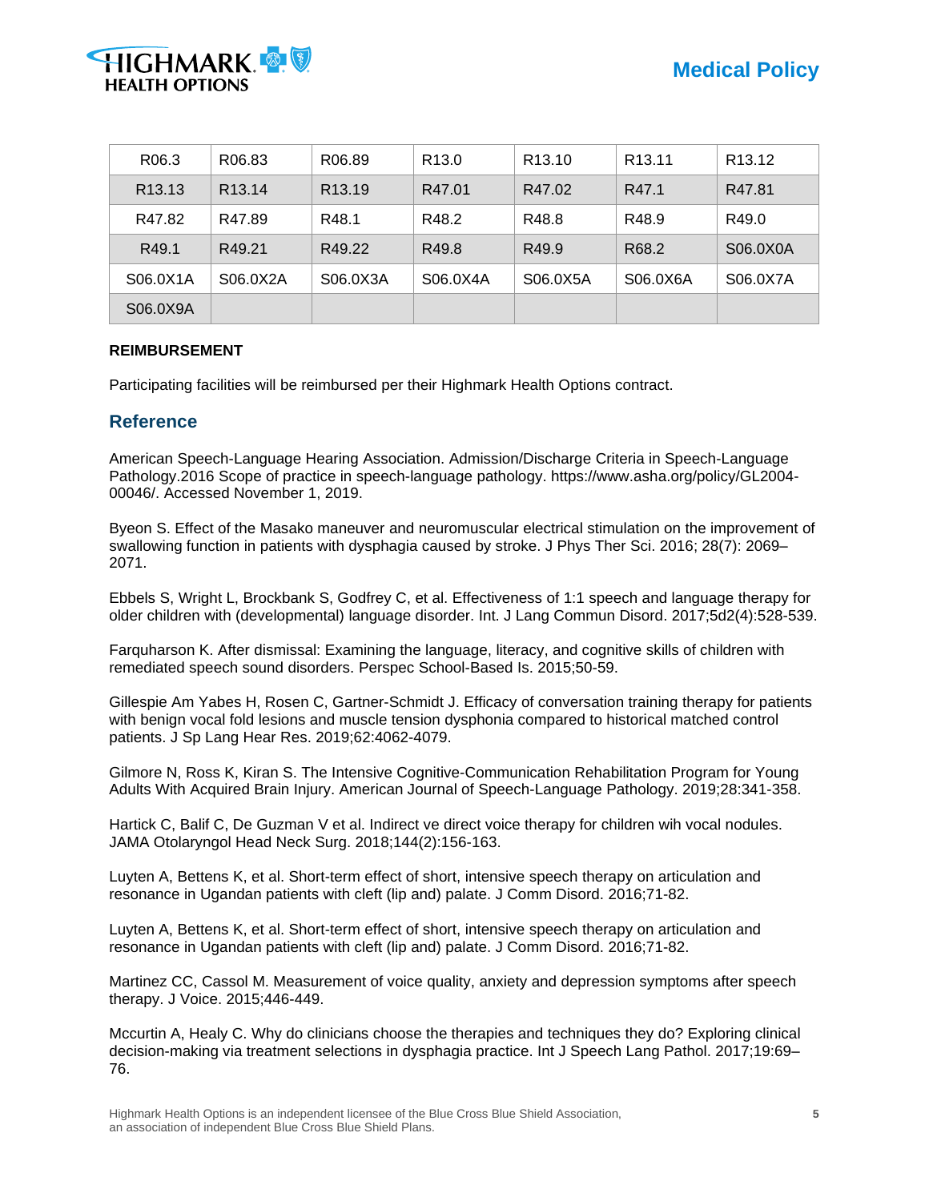| R06.3 | R06.83 | R06.89 | R13.0 | R13.10 | R13.11 | R13.12 |
|---|---|---|---|---|---|---|
| R13.13 | R13.14 | R13.19 | R47.01 | R47.02 | R47.1 | R47.81 |
| R47.82 | R47.89 | R48.1 | R48.2 | R48.8 | R48.9 | R49.0 |
| R49.1 | R49.21 | R49.22 | R49.8 | R49.9 | R68.2 | S06.0X0A |
| S06.0X1A | S06.0X2A | S06.0X3A | S06.0X4A | S06.0X5A | S06.0X6A | S06.0X7A |
| S06.0X9A | | | | | | |

**REIMBURSEMENT**

Participating facilities will be reimbursed per their Highmark Health Options contract.

## Reference

American Speech-Language Hearing Association. Admission/Discharge Criteria in Speech-Language Pathology.2016 Scope of practice in speech-language pathology. https://www.asha.org/policy/GL2004-00046/. Accessed November 1, 2019.

Byeon S. Effect of the Masako maneuver and neuromuscular electrical stimulation on the improvement of swallowing function in patients with dysphagia caused by stroke. J Phys Ther Sci. 2016; 28(7): 2069–2071.

Ebbels S, Wright L, Brockbank S, Godfrey C, et al. Effectiveness of 1:1 speech and language therapy for older children with (developmental) language disorder. Int. J Lang Commun Disord. 2017;5d2(4):528-539.

Farquharson K. After dismissal: Examining the language, literacy, and cognitive skills of children with remediated speech sound disorders. Perspec School-Based Is. 2015;50-59.

Gillespie Am Yabes H, Rosen C, Gartner-Schmidt J. Efficacy of conversation training therapy for patients with benign vocal fold lesions and muscle tension dysphonia compared to historical matched control patients. J Sp Lang Hear Res. 2019;62:4062-4079.

Gilmore N, Ross K, Kiran S. The Intensive Cognitive-Communication Rehabilitation Program for Young Adults With Acquired Brain Injury. American Journal of Speech-Language Pathology. 2019;28:341-358.

Hartick C, Balif C, De Guzman V et al. Indirect ve direct voice therapy for children wih vocal nodules. JAMA Otolaryngol Head Neck Surg. 2018;144(2):156-163.

Luyten A, Bettens K, et al. Short-term effect of short, intensive speech therapy on articulation and resonance in Ugandan patients with cleft (lip and) palate. J Comm Disord. 2016;71-82.

Luyten A, Bettens K, et al. Short-term effect of short, intensive speech therapy on articulation and resonance in Ugandan patients with cleft (lip and) palate. J Comm Disord. 2016;71-82.

Martinez CC, Cassol M. Measurement of voice quality, anxiety and depression symptoms after speech therapy. J Voice. 2015;446-449.

Mccurtin A, Healy C. Why do clinicians choose the therapies and techniques they do? Exploring clinical decision-making via treatment selections in dysphagia practice. Int J Speech Lang Pathol. 2017;19:69–76.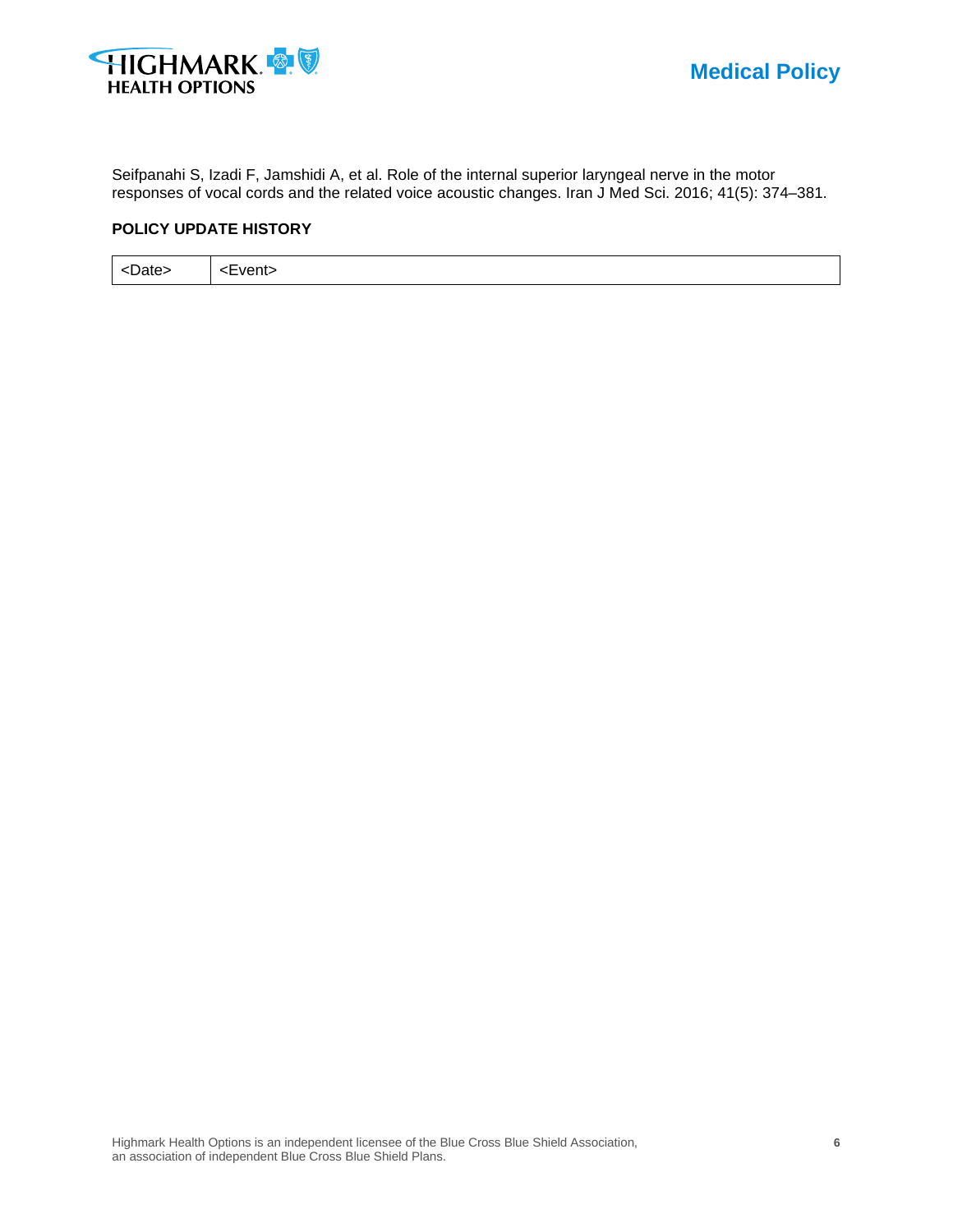Seifpanahi S, Izadi F, Jamshidi A, et al. Role of the internal superior laryngeal nerve in the motor responses of vocal cords and the related voice acoustic changes. Iran J Med Sci. 2016; 41(5): 374–381.

**POLICY UPDATE HISTORY**

| | |
|---|---|
| <Date> | <Event> |